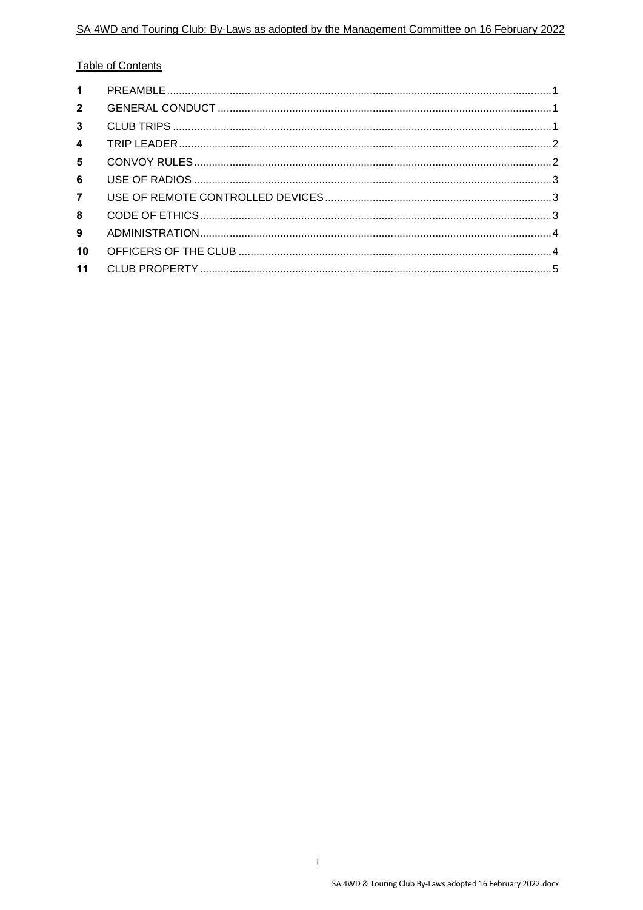Table of Contents

| | | |
|---|---|---|
| 1 | PREAMBLE | 1 |
| 2 | GENERAL CONDUCT | 1 |
| 3 | CLUB TRIPS | 1 |
| 4 | TRIP LEADER | 2 |
| 5 | CONVOY RULES | 2 |
| 6 | USE OF RADIOS | 3 |
| 7 | USE OF REMOTE CONTROLLED DEVICES | 3 |
| 8 | CODE OF ETHICS | 3 |
| 9 | ADMINISTRATION | 4 |
| 10 | OFFICERS OF THE CLUB | 4 |
| 11 | CLUB PROPERTY | 5 |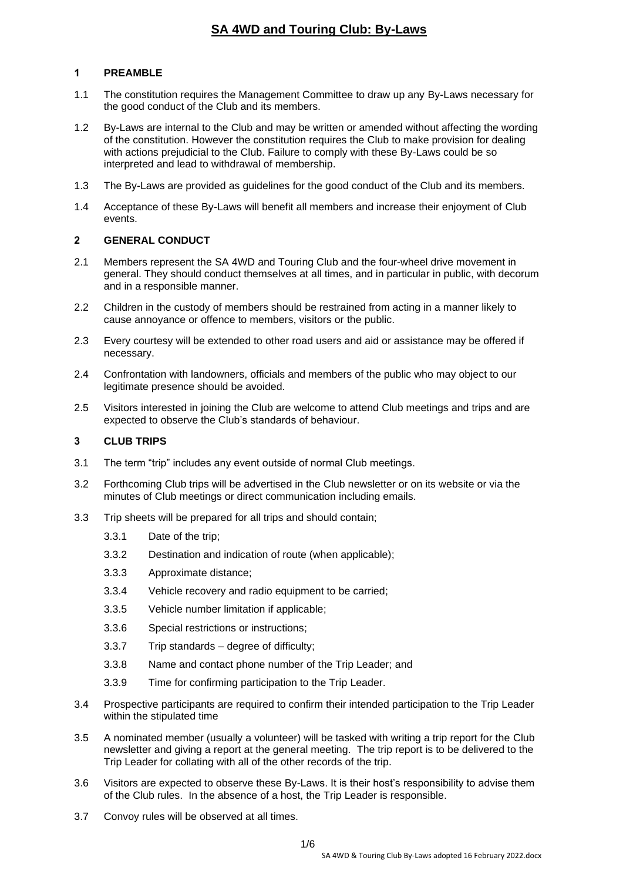# SA 4WD and Touring Club: By-Laws

## 1 PREAMBLE

1.1 The constitution requires the Management Committee to draw up any By-Laws necessary for the good conduct of the Club and its members.

1.2 By-Laws are internal to the Club and may be written or amended without affecting the wording of the constitution. However the constitution requires the Club to make provision for dealing with actions prejudicial to the Club. Failure to comply with these By-Laws could be so interpreted and lead to withdrawal of membership.

1.3 The By-Laws are provided as guidelines for the good conduct of the Club and its members.

1.4 Acceptance of these By-Laws will benefit all members and increase their enjoyment of Club events.

## 2 GENERAL CONDUCT

2.1 Members represent the SA 4WD and Touring Club and the four-wheel drive movement in general. They should conduct themselves at all times, and in particular in public, with decorum and in a responsible manner.

2.2 Children in the custody of members should be restrained from acting in a manner likely to cause annoyance or offence to members, visitors or the public.

2.3 Every courtesy will be extended to other road users and aid or assistance may be offered if necessary.

2.4 Confrontation with landowners, officials and members of the public who may object to our legitimate presence should be avoided.

2.5 Visitors interested in joining the Club are welcome to attend Club meetings and trips and are expected to observe the Club's standards of behaviour.

## 3 CLUB TRIPS

3.1 The term "trip" includes any event outside of normal Club meetings.

3.2 Forthcoming Club trips will be advertised in the Club newsletter or on its website or via the minutes of Club meetings or direct communication including emails.

3.3 Trip sheets will be prepared for all trips and should contain;

- 3.3.1 Date of the trip;
- 3.3.2 Destination and indication of route (when applicable);
- 3.3.3 Approximate distance;
- 3.3.4 Vehicle recovery and radio equipment to be carried;
- 3.3.5 Vehicle number limitation if applicable;
- 3.3.6 Special restrictions or instructions;
- 3.3.7 Trip standards – degree of difficulty;
- 3.3.8 Name and contact phone number of the Trip Leader; and
- 3.3.9 Time for confirming participation to the Trip Leader.

3.4 Prospective participants are required to confirm their intended participation to the Trip Leader within the stipulated time

3.5 A nominated member (usually a volunteer) will be tasked with writing a trip report for the Club newsletter and giving a report at the general meeting. The trip report is to be delivered to the Trip Leader for collating with all of the other records of the trip.

3.6 Visitors are expected to observe these By-Laws. It is their host's responsibility to advise them of the Club rules. In the absence of a host, the Trip Leader is responsible.

3.7 Convoy rules will be observed at all times.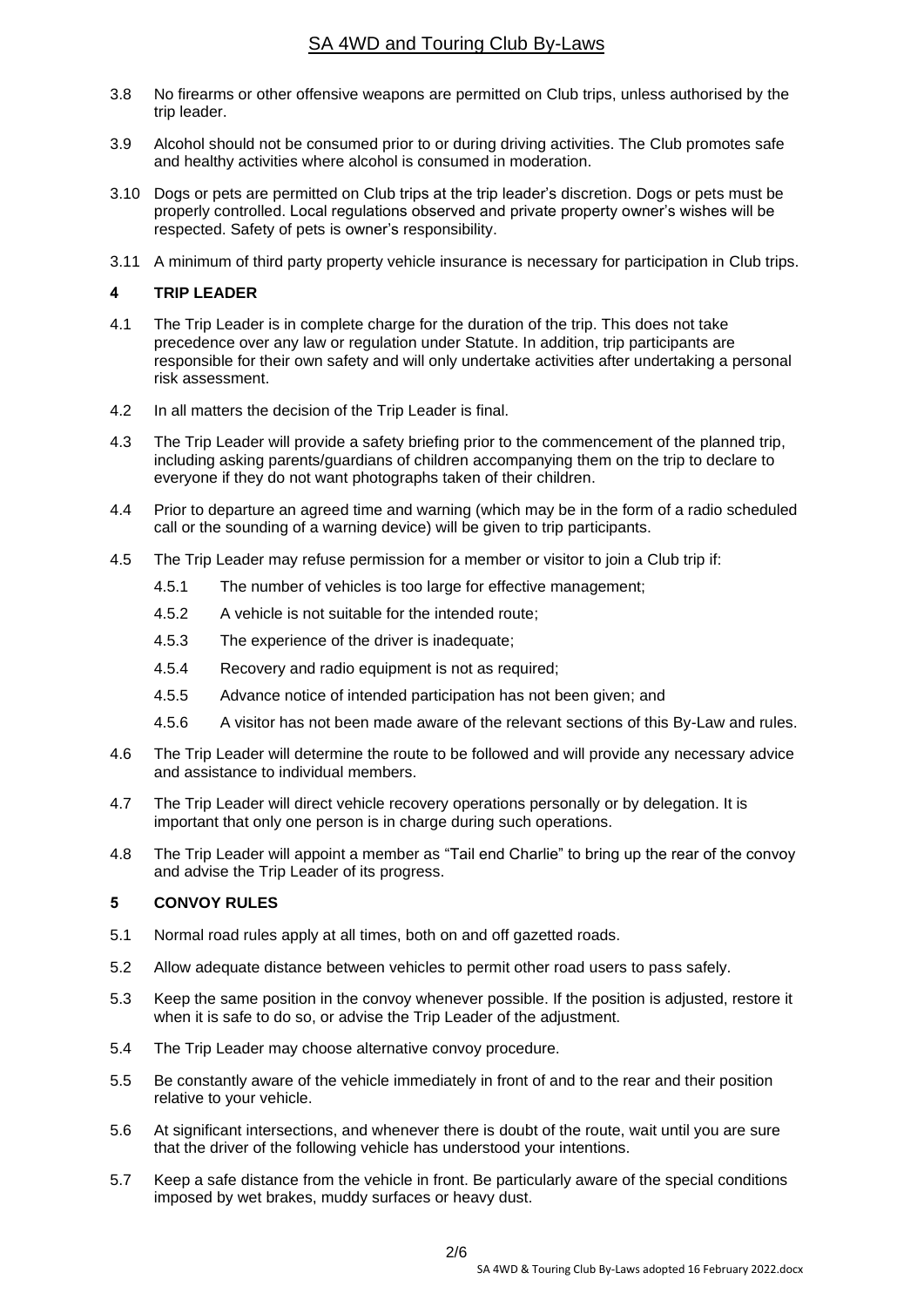3.8 No firearms or other offensive weapons are permitted on Club trips, unless authorised by the trip leader.

3.9 Alcohol should not be consumed prior to or during driving activities. The Club promotes safe and healthy activities where alcohol is consumed in moderation.

3.10 Dogs or pets are permitted on Club trips at the trip leader's discretion. Dogs or pets must be properly controlled. Local regulations observed and private property owner's wishes will be respected. Safety of pets is owner's responsibility.

3.11 A minimum of third party property vehicle insurance is necessary for participation in Club trips.

## 4 TRIP LEADER

4.1 The Trip Leader is in complete charge for the duration of the trip. This does not take precedence over any law or regulation under Statute. In addition, trip participants are responsible for their own safety and will only undertake activities after undertaking a personal risk assessment.

4.2 In all matters the decision of the Trip Leader is final.

4.3 The Trip Leader will provide a safety briefing prior to the commencement of the planned trip, including asking parents/guardians of children accompanying them on the trip to declare to everyone if they do not want photographs taken of their children.

4.4 Prior to departure an agreed time and warning (which may be in the form of a radio scheduled call or the sounding of a warning device) will be given to trip participants.

4.5 The Trip Leader may refuse permission for a member or visitor to join a Club trip if:

- 4.5.1 The number of vehicles is too large for effective management;
- 4.5.2 A vehicle is not suitable for the intended route;
- 4.5.3 The experience of the driver is inadequate;
- 4.5.4 Recovery and radio equipment is not as required;
- 4.5.5 Advance notice of intended participation has not been given; and
- 4.5.6 A visitor has not been made aware of the relevant sections of this By-Law and rules.

4.6 The Trip Leader will determine the route to be followed and will provide any necessary advice and assistance to individual members.

4.7 The Trip Leader will direct vehicle recovery operations personally or by delegation. It is important that only one person is in charge during such operations.

4.8 The Trip Leader will appoint a member as "Tail end Charlie" to bring up the rear of the convoy and advise the Trip Leader of its progress.

## 5 CONVOY RULES

5.1 Normal road rules apply at all times, both on and off gazetted roads.

5.2 Allow adequate distance between vehicles to permit other road users to pass safely.

5.3 Keep the same position in the convoy whenever possible. If the position is adjusted, restore it when it is safe to do so, or advise the Trip Leader of the adjustment.

5.4 The Trip Leader may choose alternative convoy procedure.

5.5 Be constantly aware of the vehicle immediately in front of and to the rear and their position relative to your vehicle.

5.6 At significant intersections, and whenever there is doubt of the route, wait until you are sure that the driver of the following vehicle has understood your intentions.

5.7 Keep a safe distance from the vehicle in front. Be particularly aware of the special conditions imposed by wet brakes, muddy surfaces or heavy dust.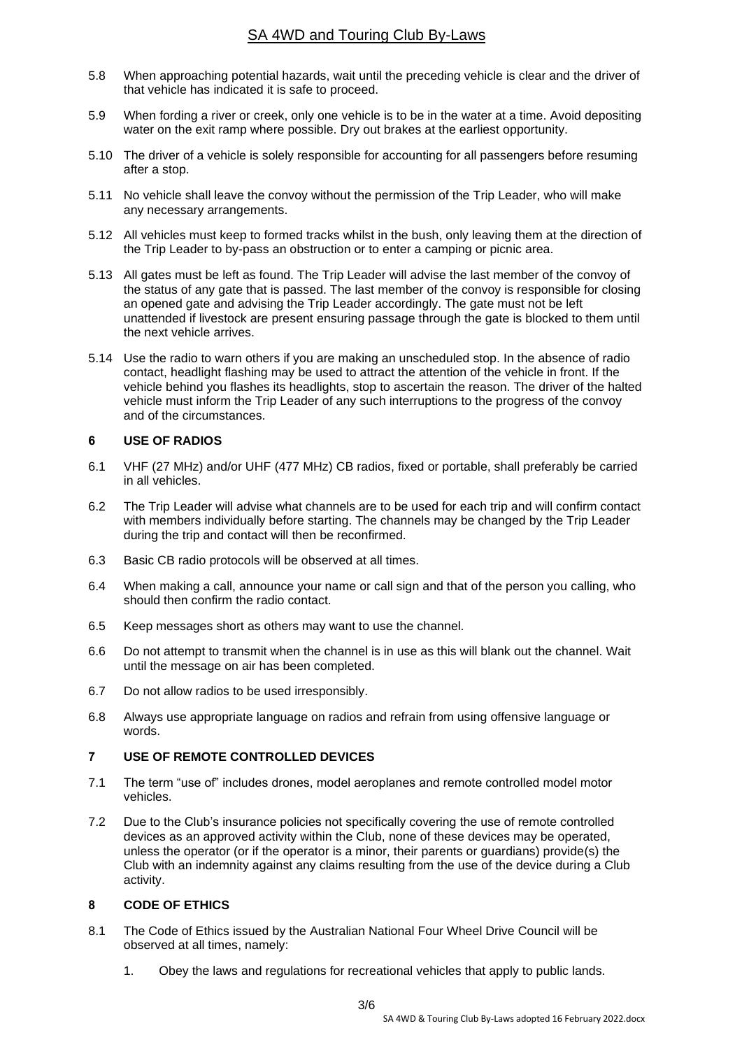5.8 When approaching potential hazards, wait until the preceding vehicle is clear and the driver of that vehicle has indicated it is safe to proceed.

5.9 When fording a river or creek, only one vehicle is to be in the water at a time. Avoid depositing water on the exit ramp where possible. Dry out brakes at the earliest opportunity.

5.10 The driver of a vehicle is solely responsible for accounting for all passengers before resuming after a stop.

5.11 No vehicle shall leave the convoy without the permission of the Trip Leader, who will make any necessary arrangements.

5.12 All vehicles must keep to formed tracks whilst in the bush, only leaving them at the direction of the Trip Leader to by-pass an obstruction or to enter a camping or picnic area.

5.13 All gates must be left as found. The Trip Leader will advise the last member of the convoy of the status of any gate that is passed. The last member of the convoy is responsible for closing an opened gate and advising the Trip Leader accordingly. The gate must not be left unattended if livestock are present ensuring passage through the gate is blocked to them until the next vehicle arrives.

5.14 Use the radio to warn others if you are making an unscheduled stop. In the absence of radio contact, headlight flashing may be used to attract the attention of the vehicle in front. If the vehicle behind you flashes its headlights, stop to ascertain the reason. The driver of the halted vehicle must inform the Trip Leader of any such interruptions to the progress of the convoy and of the circumstances.

## 6 USE OF RADIOS

6.1 VHF (27 MHz) and/or UHF (477 MHz) CB radios, fixed or portable, shall preferably be carried in all vehicles.

6.2 The Trip Leader will advise what channels are to be used for each trip and will confirm contact with members individually before starting. The channels may be changed by the Trip Leader during the trip and contact will then be reconfirmed.

6.3 Basic CB radio protocols will be observed at all times.

6.4 When making a call, announce your name or call sign and that of the person you calling, who should then confirm the radio contact.

6.5 Keep messages short as others may want to use the channel.

6.6 Do not attempt to transmit when the channel is in use as this will blank out the channel. Wait until the message on air has been completed.

6.7 Do not allow radios to be used irresponsibly.

6.8 Always use appropriate language on radios and refrain from using offensive language or words.

## 7 USE OF REMOTE CONTROLLED DEVICES

7.1 The term "use of" includes drones, model aeroplanes and remote controlled model motor vehicles.

7.2 Due to the Club's insurance policies not specifically covering the use of remote controlled devices as an approved activity within the Club, none of these devices may be operated, unless the operator (or if the operator is a minor, their parents or guardians) provide(s) the Club with an indemnity against any claims resulting from the use of the device during a Club activity.

## 8 CODE OF ETHICS

8.1 The Code of Ethics issued by the Australian National Four Wheel Drive Council will be observed at all times, namely:

1. Obey the laws and regulations for recreational vehicles that apply to public lands.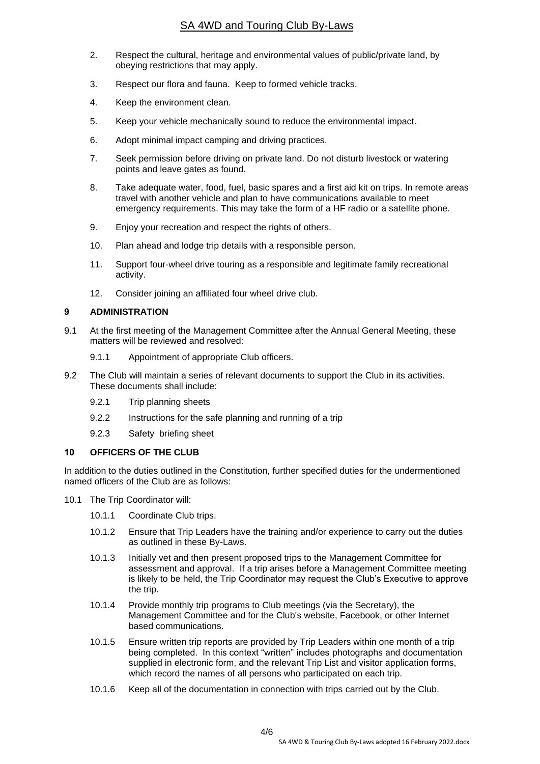2. Respect the cultural, heritage and environmental values of public/private land, by obeying restrictions that may apply.
3. Respect our flora and fauna. Keep to formed vehicle tracks.
4. Keep the environment clean.
5. Keep your vehicle mechanically sound to reduce the environmental impact.
6. Adopt minimal impact camping and driving practices.
7. Seek permission before driving on private land. Do not disturb livestock or watering points and leave gates as found.
8. Take adequate water, food, fuel, basic spares and a first aid kit on trips. In remote areas travel with another vehicle and plan to have communications available to meet emergency requirements. This may take the form of a HF radio or a satellite phone.
9. Enjoy your recreation and respect the rights of others.
10. Plan ahead and lodge trip details with a responsible person.
11. Support four-wheel drive touring as a responsible and legitimate family recreational activity.
12. Consider joining an affiliated four wheel drive club.

## 9 ADMINISTRATION

9.1 At the first meeting of the Management Committee after the Annual General Meeting, these matters will be reviewed and resolved:

- 9.1.1 Appointment of appropriate Club officers.

9.2 The Club will maintain a series of relevant documents to support the Club in its activities. These documents shall include:

- 9.2.1 Trip planning sheets
- 9.2.2 Instructions for the safe planning and running of a trip
- 9.2.3 Safety briefing sheet

## 10 OFFICERS OF THE CLUB

In addition to the duties outlined in the Constitution, further specified duties for the undermentioned named officers of the Club are as follows:

10.1 The Trip Coordinator will:

- 10.1.1 Coordinate Club trips.
- 10.1.2 Ensure that Trip Leaders have the training and/or experience to carry out the duties as outlined in these By-Laws.
- 10.1.3 Initially vet and then present proposed trips to the Management Committee for assessment and approval. If a trip arises before a Management Committee meeting is likely to be held, the Trip Coordinator may request the Club's Executive to approve the trip.
- 10.1.4 Provide monthly trip programs to Club meetings (via the Secretary), the Management Committee and for the Club's website, Facebook, or other Internet based communications.
- 10.1.5 Ensure written trip reports are provided by Trip Leaders within one month of a trip being completed. In this context "written" includes photographs and documentation supplied in electronic form, and the relevant Trip List and visitor application forms, which record the names of all persons who participated on each trip.
- 10.1.6 Keep all of the documentation in connection with trips carried out by the Club.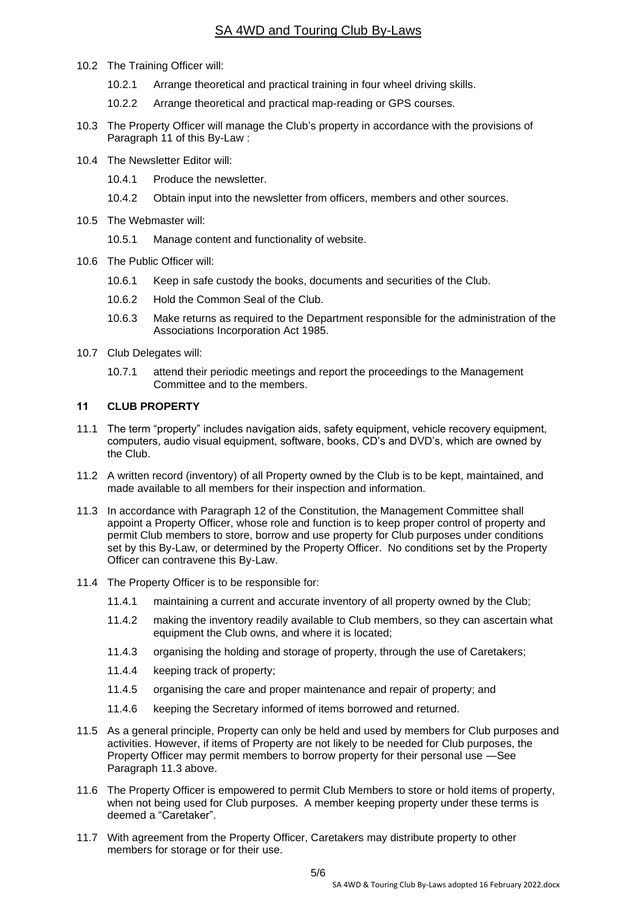10.2 The Training Officer will:

10.2.1 Arrange theoretical and practical training in four wheel driving skills.

10.2.2 Arrange theoretical and practical map-reading or GPS courses.

10.3 The Property Officer will manage the Club's property in accordance with the provisions of Paragraph 11 of this By-Law :

10.4 The Newsletter Editor will:

10.4.1 Produce the newsletter.

10.4.2 Obtain input into the newsletter from officers, members and other sources.

10.5 The Webmaster will:

10.5.1 Manage content and functionality of website.

10.6 The Public Officer will:

10.6.1 Keep in safe custody the books, documents and securities of the Club.

10.6.2 Hold the Common Seal of the Club.

10.6.3 Make returns as required to the Department responsible for the administration of the Associations Incorporation Act 1985.

10.7 Club Delegates will:

10.7.1 attend their periodic meetings and report the proceedings to the Management Committee and to the members.

## 11 CLUB PROPERTY

11.1 The term "property" includes navigation aids, safety equipment, vehicle recovery equipment, computers, audio visual equipment, software, books, CD's and DVD's, which are owned by the Club.

11.2 A written record (inventory) of all Property owned by the Club is to be kept, maintained, and made available to all members for their inspection and information.

11.3 In accordance with Paragraph 12 of the Constitution, the Management Committee shall appoint a Property Officer, whose role and function is to keep proper control of property and permit Club members to store, borrow and use property for Club purposes under conditions set by this By-Law, or determined by the Property Officer. No conditions set by the Property Officer can contravene this By-Law.

11.4 The Property Officer is to be responsible for:

11.4.1 maintaining a current and accurate inventory of all property owned by the Club;

11.4.2 making the inventory readily available to Club members, so they can ascertain what equipment the Club owns, and where it is located;

11.4.3 organising the holding and storage of property, through the use of Caretakers;

11.4.4 keeping track of property;

11.4.5 organising the care and proper maintenance and repair of property; and

11.4.6 keeping the Secretary informed of items borrowed and returned.

11.5 As a general principle, Property can only be held and used by members for Club purposes and activities. However, if items of Property are not likely to be needed for Club purposes, the Property Officer may permit members to borrow property for their personal use —See Paragraph 11.3 above.

11.6 The Property Officer is empowered to permit Club Members to store or hold items of property, when not being used for Club purposes. A member keeping property under these terms is deemed a "Caretaker".

11.7 With agreement from the Property Officer, Caretakers may distribute property to other members for storage or for their use.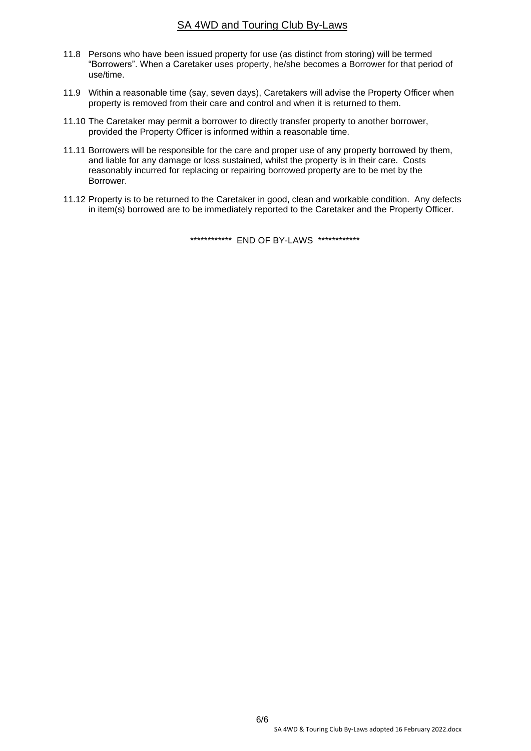11.8 Persons who have been issued property for use (as distinct from storing) will be termed "Borrowers". When a Caretaker uses property, he/she becomes a Borrower for that period of use/time.

11.9 Within a reasonable time (say, seven days), Caretakers will advise the Property Officer when property is removed from their care and control and when it is returned to them.

11.10 The Caretaker may permit a borrower to directly transfer property to another borrower, provided the Property Officer is informed within a reasonable time.

11.11 Borrowers will be responsible for the care and proper use of any property borrowed by them, and liable for any damage or loss sustained, whilst the property is in their care. Costs reasonably incurred for replacing or repairing borrowed property are to be met by the Borrower.

11.12 Property is to be returned to the Caretaker in good, clean and workable condition. Any defects in item(s) borrowed are to be immediately reported to the Caretaker and the Property Officer.

************ END OF BY-LAWS ************